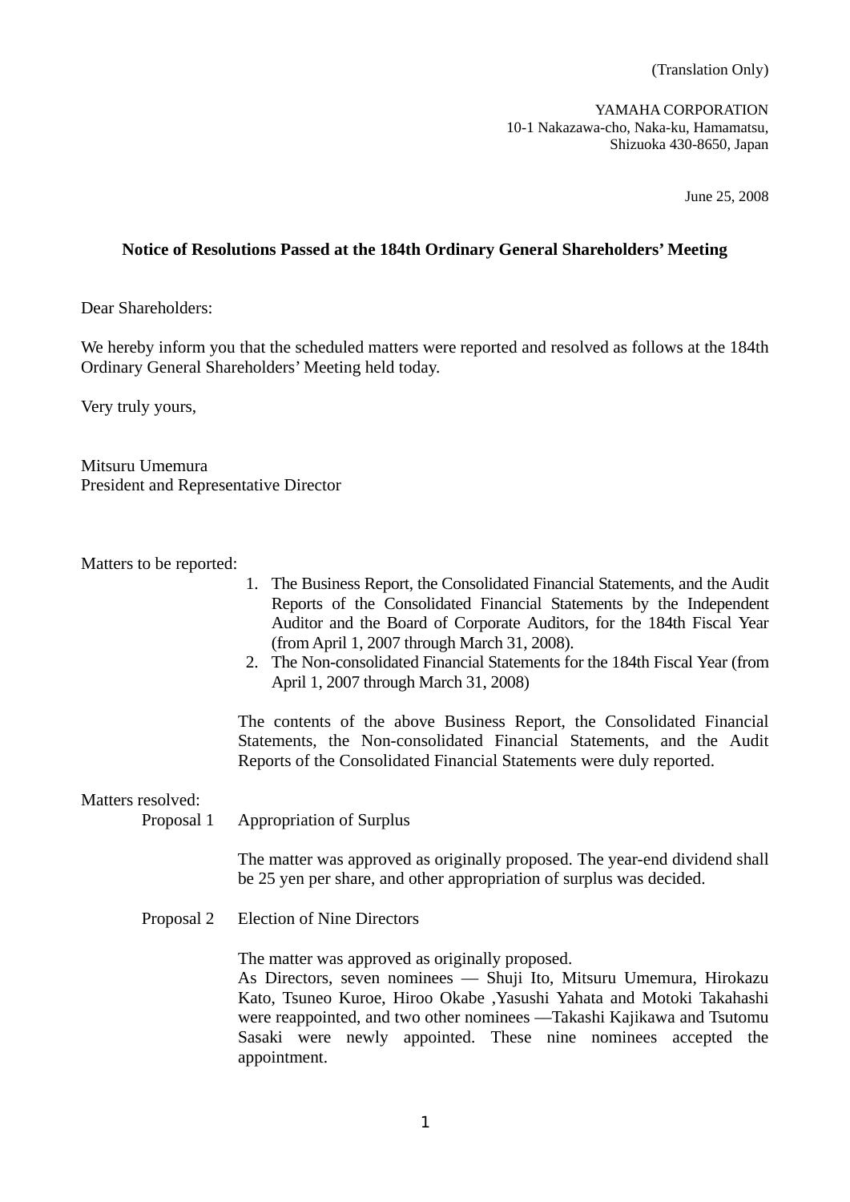(Translation Only)

YAMAHA CORPORATION
10-1 Nakazawa-cho, Naka-ku, Hamamatsu,
Shizuoka 430-8650, Japan

June 25, 2008

**Notice of Resolutions Passed at the 184th Ordinary General Shareholders' Meeting**

Dear Shareholders:

We hereby inform you that the scheduled matters were reported and resolved as follows at the 184th Ordinary General Shareholders' Meeting held today.

Very truly yours,

Mitsuru Umemura
President and Representative Director

Matters to be reported:

1. The Business Report, the Consolidated Financial Statements, and the Audit Reports of the Consolidated Financial Statements by the Independent Auditor and the Board of Corporate Auditors, for the 184th Fiscal Year (from April 1, 2007 through March 31, 2008).
2. The Non-consolidated Financial Statements for the 184th Fiscal Year (from April 1, 2007 through March 31, 2008)

The contents of the above Business Report, the Consolidated Financial Statements, the Non-consolidated Financial Statements, and the Audit Reports of the Consolidated Financial Statements were duly reported.

Matters resolved:

Proposal 1 Appropriation of Surplus

The matter was approved as originally proposed. The year-end dividend shall be 25 yen per share, and other appropriation of surplus was decided.

Proposal 2 Election of Nine Directors

The matter was approved as originally proposed.
As Directors, seven nominees — Shuji Ito, Mitsuru Umemura, Hirokazu Kato, Tsuneo Kuroe, Hiroo Okabe ,Yasushi Yahata and Motoki Takahashi were reappointed, and two other nominees —Takashi Kajikawa and Tsutomu Sasaki were newly appointed. These nine nominees accepted the appointment.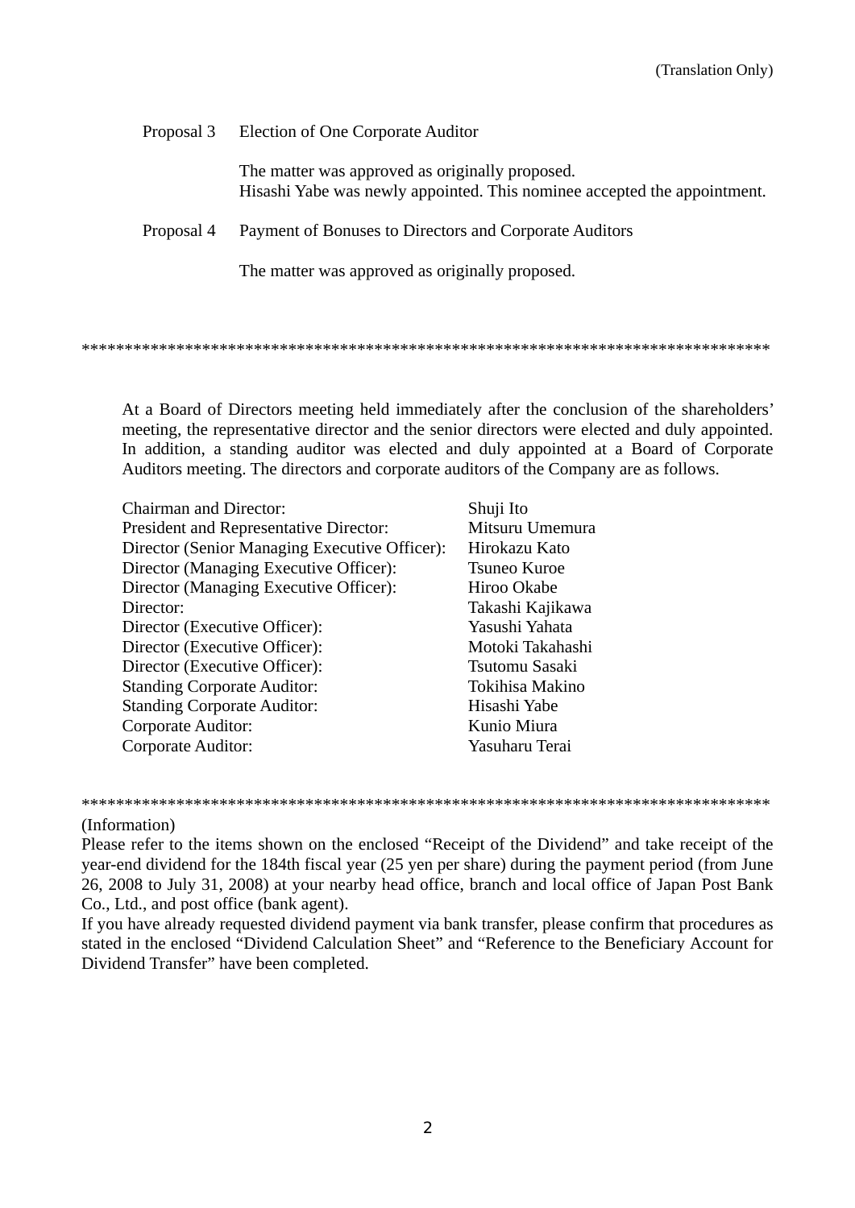(Translation Only)

Proposal 3 Election of One Corporate Auditor

The matter was approved as originally proposed.
Hisashi Yabe was newly appointed. This nominee accepted the appointment.

Proposal 4 Payment of Bonuses to Directors and Corporate Auditors

The matter was approved as originally proposed.

\*\*\*\*\*\*\*\*\*\*\*\*\*\*\*\*\*\*\*\*\*\*\*\*\*\*\*\*\*\*\*\*\*\*\*\*\*\*\*\*\*\*\*\*\*\*\*\*\*\*\*\*\*\*\*\*\*\*\*\*\*\*\*\*\*\*\*\*\*\*\*\*\*\*\*\*\*\*\*\*\*\*

At a Board of Directors meeting held immediately after the conclusion of the shareholders' meeting, the representative director and the senior directors were elected and duly appointed. In addition, a standing auditor was elected and duly appointed at a Board of Corporate Auditors meeting. The directors and corporate auditors of the Company are as follows.

| | |
|---|---|
| Chairman and Director: | Shuji Ito |
| President and Representative Director: | Mitsuru Umemura |
| Director (Senior Managing Executive Officer): | Hirokazu Kato |
| Director (Managing Executive Officer): | Tsuneo Kuroe |
| Director (Managing Executive Officer): | Hiroo Okabe |
| Director: | Takashi Kajikawa |
| Director (Executive Officer): | Yasushi Yahata |
| Director (Executive Officer): | Motoki Takahashi |
| Director (Executive Officer): | Tsutomu Sasaki |
| Standing Corporate Auditor: | Tokihisa Makino |
| Standing Corporate Auditor: | Hisashi Yabe |
| Corporate Auditor: | Kunio Miura |
| Corporate Auditor: | Yasuharu Terai |

\*\*\*\*\*\*\*\*\*\*\*\*\*\*\*\*\*\*\*\*\*\*\*\*\*\*\*\*\*\*\*\*\*\*\*\*\*\*\*\*\*\*\*\*\*\*\*\*\*\*\*\*\*\*\*\*\*\*\*\*\*\*\*\*\*\*\*\*\*\*\*\*\*\*\*\*\*\*\*\*\*\*

(Information)

Please refer to the items shown on the enclosed "Receipt of the Dividend" and take receipt of the year-end dividend for the 184th fiscal year (25 yen per share) during the payment period (from June 26, 2008 to July 31, 2008) at your nearby head office, branch and local office of Japan Post Bank Co., Ltd., and post office (bank agent).

If you have already requested dividend payment via bank transfer, please confirm that procedures as stated in the enclosed "Dividend Calculation Sheet" and "Reference to the Beneficiary Account for Dividend Transfer" have been completed.